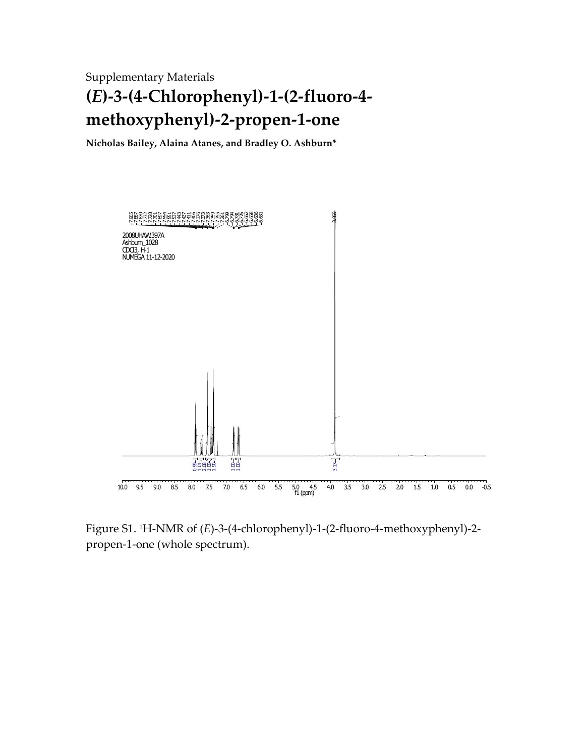Supplementary Materials

# (*E*)-3-(4-Chlorophenyl)-1-(2-fluoro-4-methoxyphenyl)-2-propen-1-one

**Nicholas Bailey, Alaina Atanes, and Bradley O. Ashburn***

Figure S1. [1]H-NMR of (*E*)-3-(4-chlorophenyl)-1-(2-fluoro-4-methoxyphenyl)-2-propen-1-one (whole spectrum).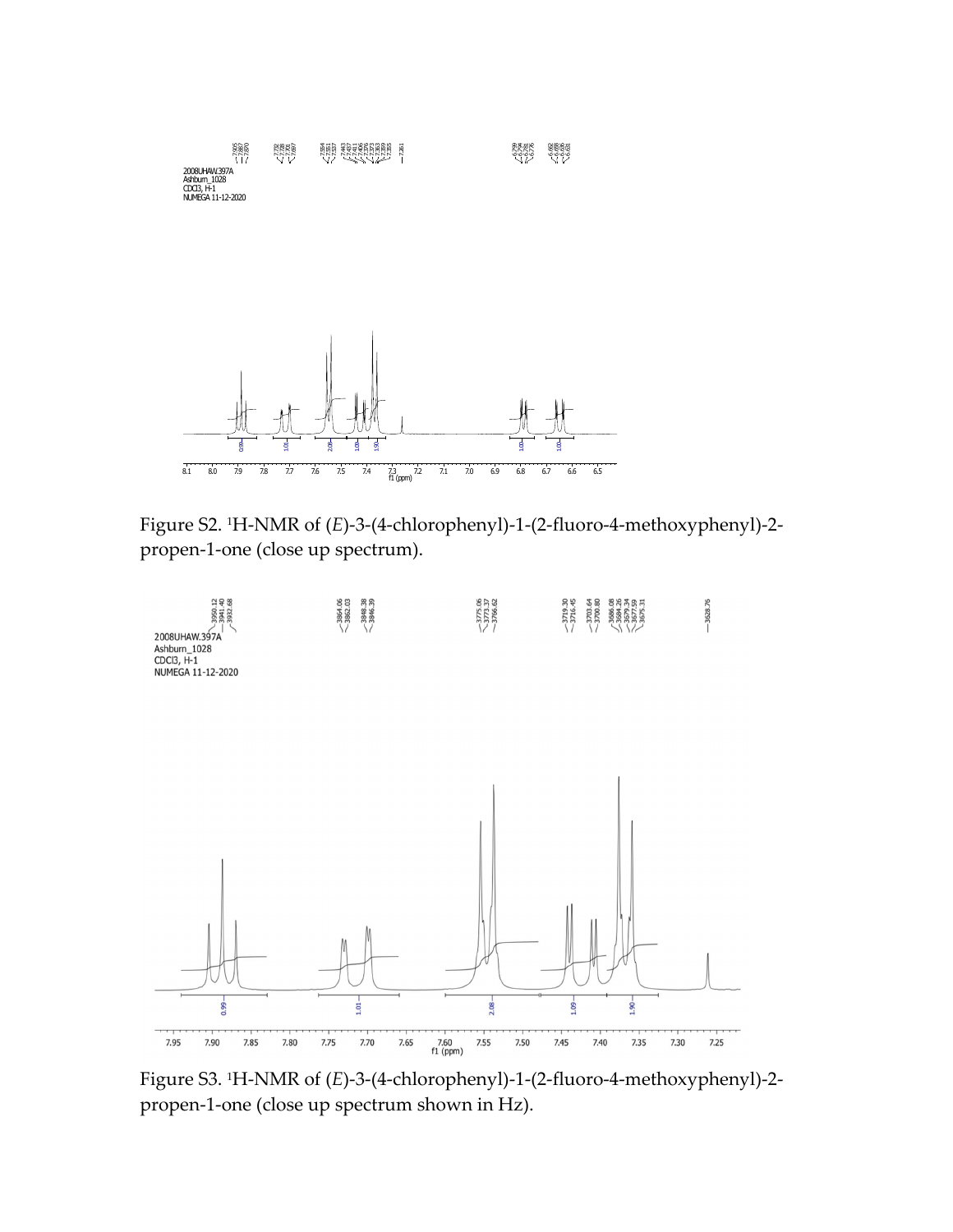Figure S2. $^{1}$H-NMR of (*E*)-3-(4-chlorophenyl)-1-(2-fluoro-4-methoxyphenyl)-2-propen-1-one (close up spectrum).

Figure S3. $^{1}$H-NMR of (*E*)-3-(4-chlorophenyl)-1-(2-fluoro-4-methoxyphenyl)-2-propen-1-one (close up spectrum shown in Hz).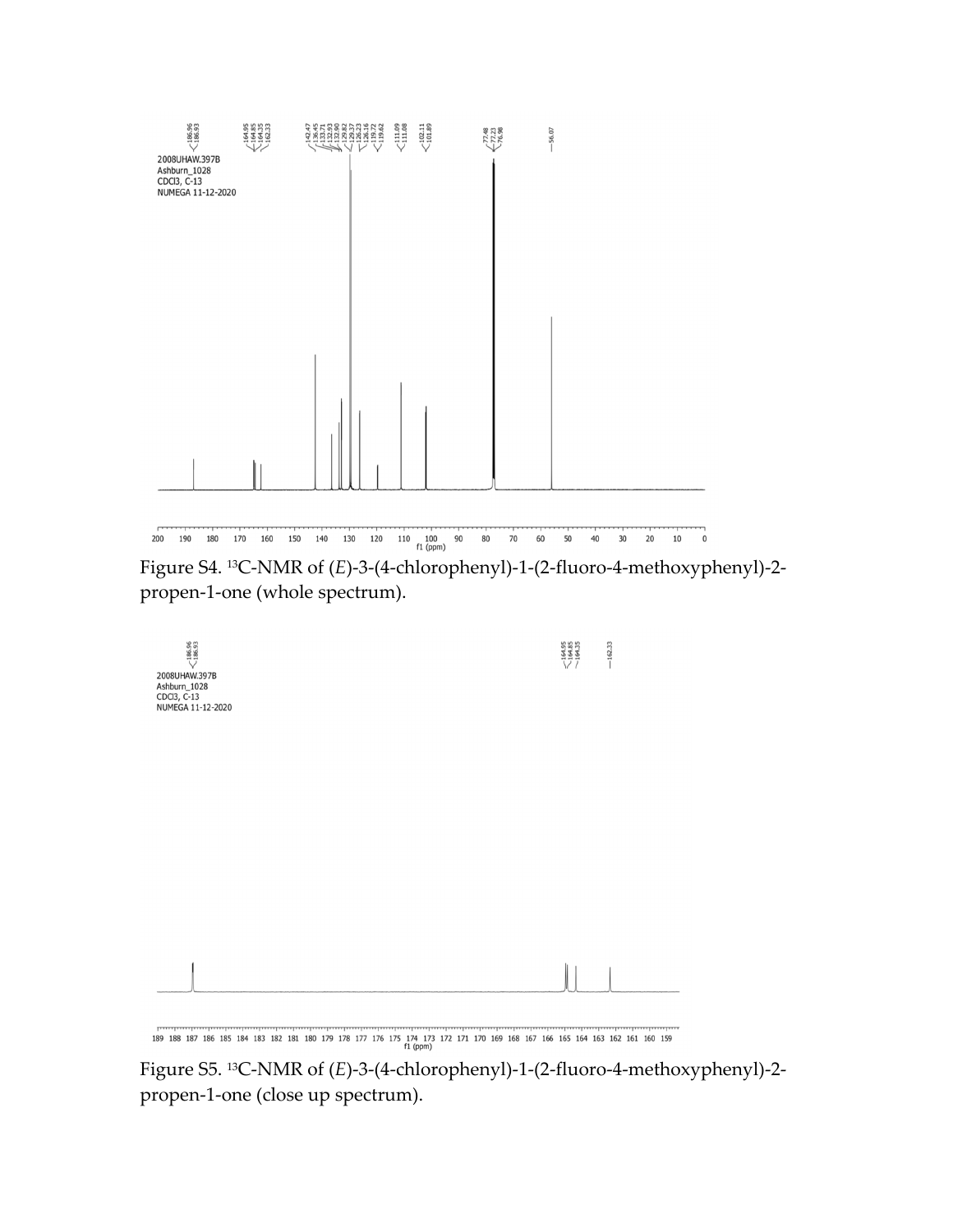Figure S4. $^{13}$C-NMR of (*E*)-3-(4-chlorophenyl)-1-(2-fluoro-4-methoxyphenyl)-2-propen-1-one (whole spectrum).

Figure S5. $^{13}$C-NMR of (*E*)-3-(4-chlorophenyl)-1-(2-fluoro-4-methoxyphenyl)-2-propen-1-one (close up spectrum).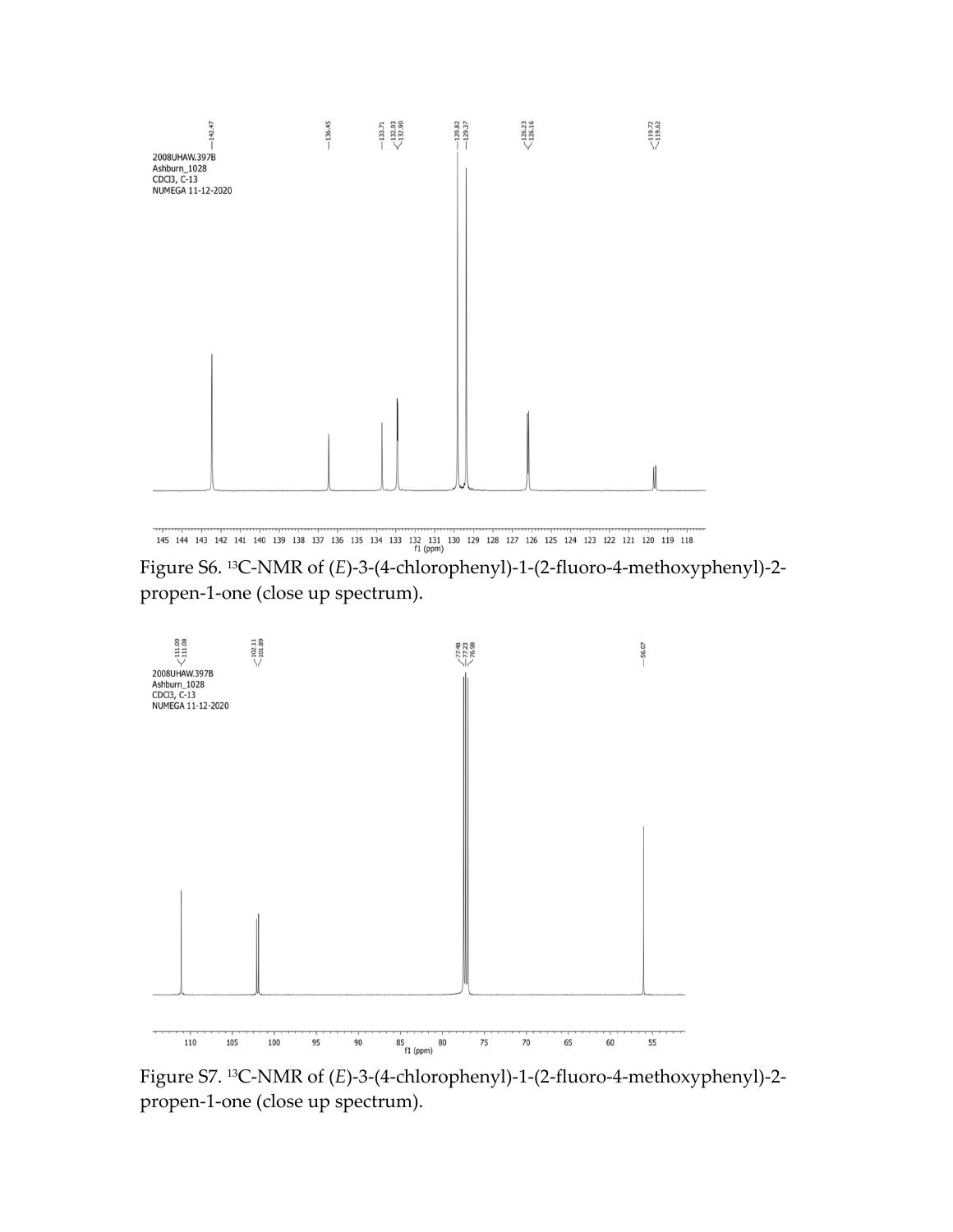Figure S6. $^{13}$C-NMR of (*E*)-3-(4-chlorophenyl)-1-(2-fluoro-4-methoxyphenyl)-2-propen-1-one (close up spectrum).

Figure S7. $^{13}$C-NMR of (*E*)-3-(4-chlorophenyl)-1-(2-fluoro-4-methoxyphenyl)-2-propen-1-one (close up spectrum).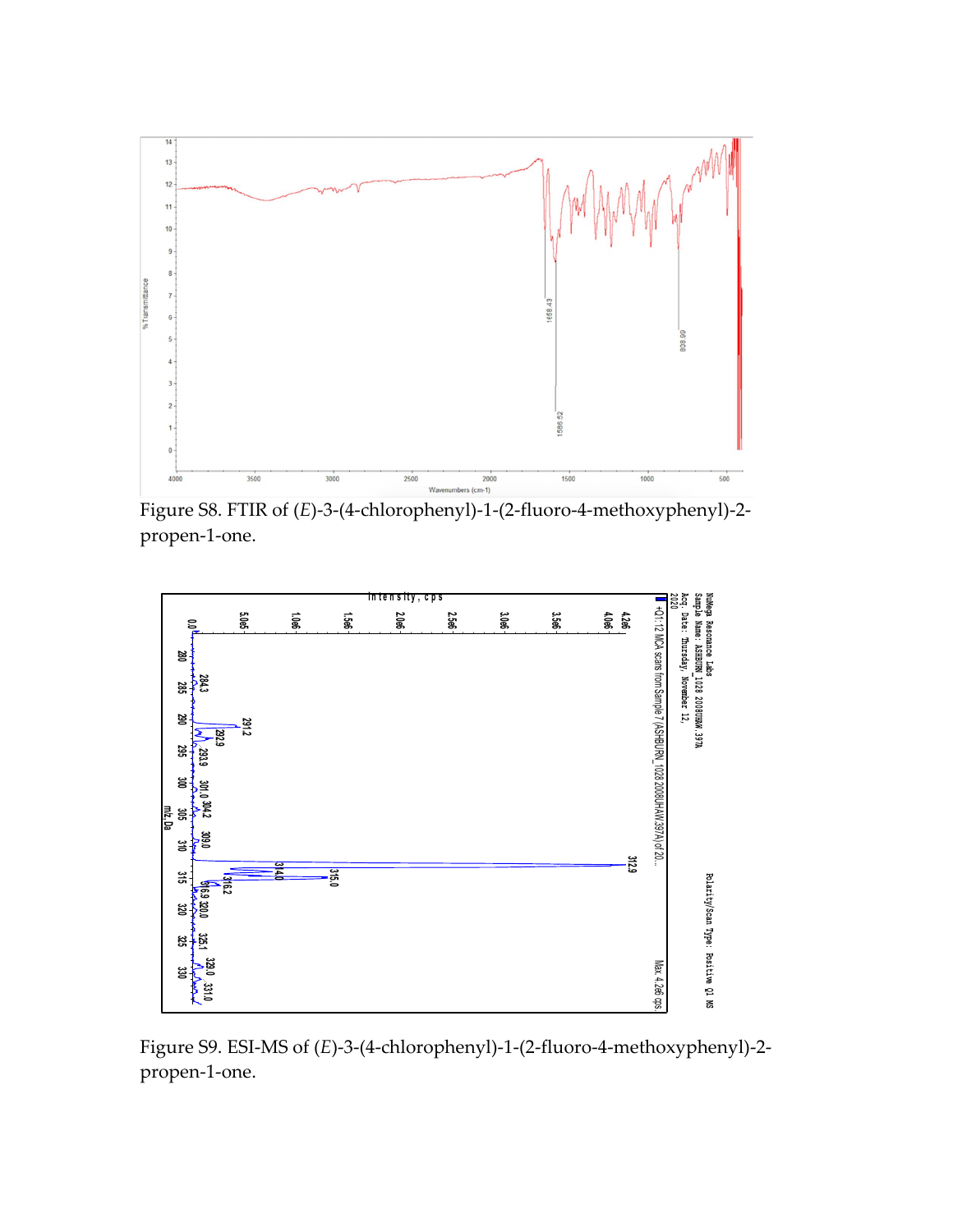% Transmittance

14
13
12
11
10
9
8
7
6
5
4
3
2
1
0

4000
3500
3000
2500
2000
1500
1000
500

Wavenumbers (cm-1)

1658.43
1586.52
808.99

Figure S8. FTIR of (*E*)-3-(4-chlorophenyl)-1-(2-fluoro-4-methoxyphenyl)-2-propen-1-one.

NuMega Resonance Labs
Sample Name: ASHBURN_1028 2008UHAW.397A
Acq. Date: Thursday, November 12, 2020

Polarity/Scan Type: Positive Q1 MS

+Q1: 12 MCA scans from Sample 7 (ASHBURN_1028 2008UHAW.397A) of 20...

Max. 4.2e6 cps.

Intensity, cps

0.0
5.0e5
1.0e6
1.5e6
2.0e6
2.5e6
3.0e6
3.5e6
4.0e6
4.2e6

m/z, Da

280
285
290
295
300
305
310
315
320
325
330

284.3
291.2
292.9
293.9
301.0
304.2
309.0
312.9
314.0
315.0
316.2
316.9
320.0
325.1
329.0
331.0

Figure S9. ESI-MS of (*E*)-3-(4-chlorophenyl)-1-(2-fluoro-4-methoxyphenyl)-2-propen-1-one.